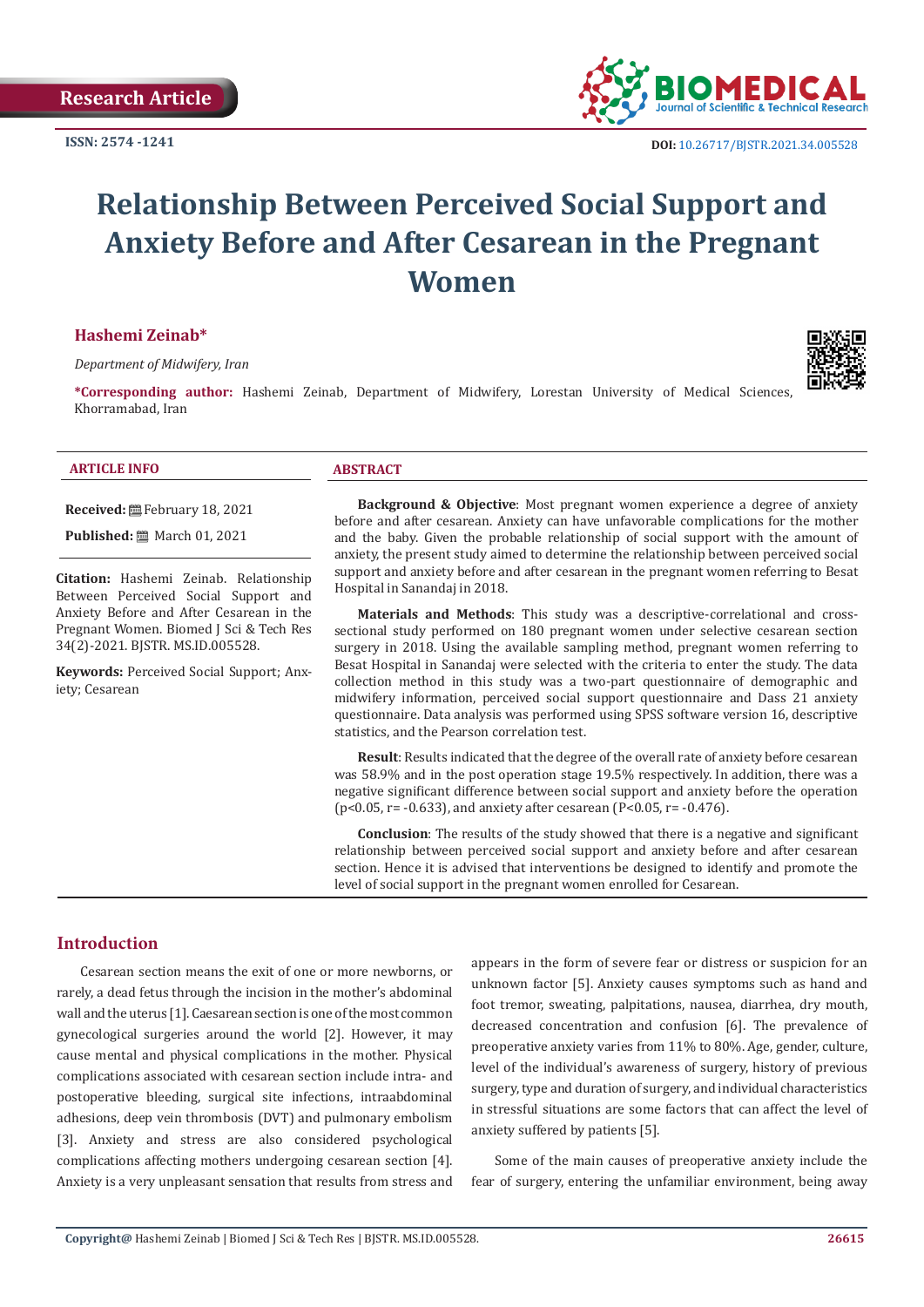Research Article

ISSN: 2574 -1241

DOI: 10.26717/BJSTR.2021.34.005528

# Relationship Between Perceived Social Support and Anxiety Before and After Cesarean in the Pregnant Women

**Hashemi Zeinab***

*Department of Midwifery, Iran*

***Corresponding author:** Hashemi Zeinab, Department of Midwifery, Lorestan University of Medical Sciences, Khorramabad, Iran

**ARTICLE INFO**

**Received:** February 18, 2021

**Published:** March 01, 2021

**Citation:** Hashemi Zeinab. Relationship Between Perceived Social Support and Anxiety Before and After Cesarean in the Pregnant Women. Biomed J Sci & Tech Res 34(2)-2021. BJSTR. MS.ID.005528.

**Keywords:** Perceived Social Support; Anxiety; Cesarean

**ABSTRACT**

**Background & Objective**: Most pregnant women experience a degree of anxiety before and after cesarean. Anxiety can have unfavorable complications for the mother and the baby. Given the probable relationship of social support with the amount of anxiety, the present study aimed to determine the relationship between perceived social support and anxiety before and after cesarean in the pregnant women referring to Besat Hospital in Sanandaj in 2018.

**Materials and Methods**: This study was a descriptive-correlational and cross-sectional study performed on 180 pregnant women under selective cesarean section surgery in 2018. Using the available sampling method, pregnant women referring to Besat Hospital in Sanandaj were selected with the criteria to enter the study. The data collection method in this study was a two-part questionnaire of demographic and midwifery information, perceived social support questionnaire and Dass 21 anxiety questionnaire. Data analysis was performed using SPSS software version 16, descriptive statistics, and the Pearson correlation test.

**Result**: Results indicated that the degree of the overall rate of anxiety before cesarean was 58.9% and in the post operation stage 19.5% respectively. In addition, there was a negative significant difference between social support and anxiety before the operation ($p<0.05$, $r= -0.633$), and anxiety after cesarean ($P<0.05$, $r= -0.476$).

**Conclusion**: The results of the study showed that there is a negative and significant relationship between perceived social support and anxiety before and after cesarean section. Hence it is advised that interventions be designed to identify and promote the level of social support in the pregnant women enrolled for Cesarean.

## Introduction

Cesarean section means the exit of one or more newborns, or rarely, a dead fetus through the incision in the mother's abdominal wall and the uterus [1]. Caesarean section is one of the most common gynecological surgeries around the world [2]. However, it may cause mental and physical complications in the mother. Physical complications associated with cesarean section include intra- and postoperative bleeding, surgical site infections, intraabdominal adhesions, deep vein thrombosis (DVT) and pulmonary embolism [3]. Anxiety and stress are also considered psychological complications affecting mothers undergoing cesarean section [4]. Anxiety is a very unpleasant sensation that results from stress and appears in the form of severe fear or distress or suspicion for an unknown factor [5]. Anxiety causes symptoms such as hand and foot tremor, sweating, palpitations, nausea, diarrhea, dry mouth, decreased concentration and confusion [6]. The prevalence of preoperative anxiety varies from 11% to 80%. Age, gender, culture, level of the individual's awareness of surgery, history of previous surgery, type and duration of surgery, and individual characteristics in stressful situations are some factors that can affect the level of anxiety suffered by patients [5].

Some of the main causes of preoperative anxiety include the fear of surgery, entering the unfamiliar environment, being away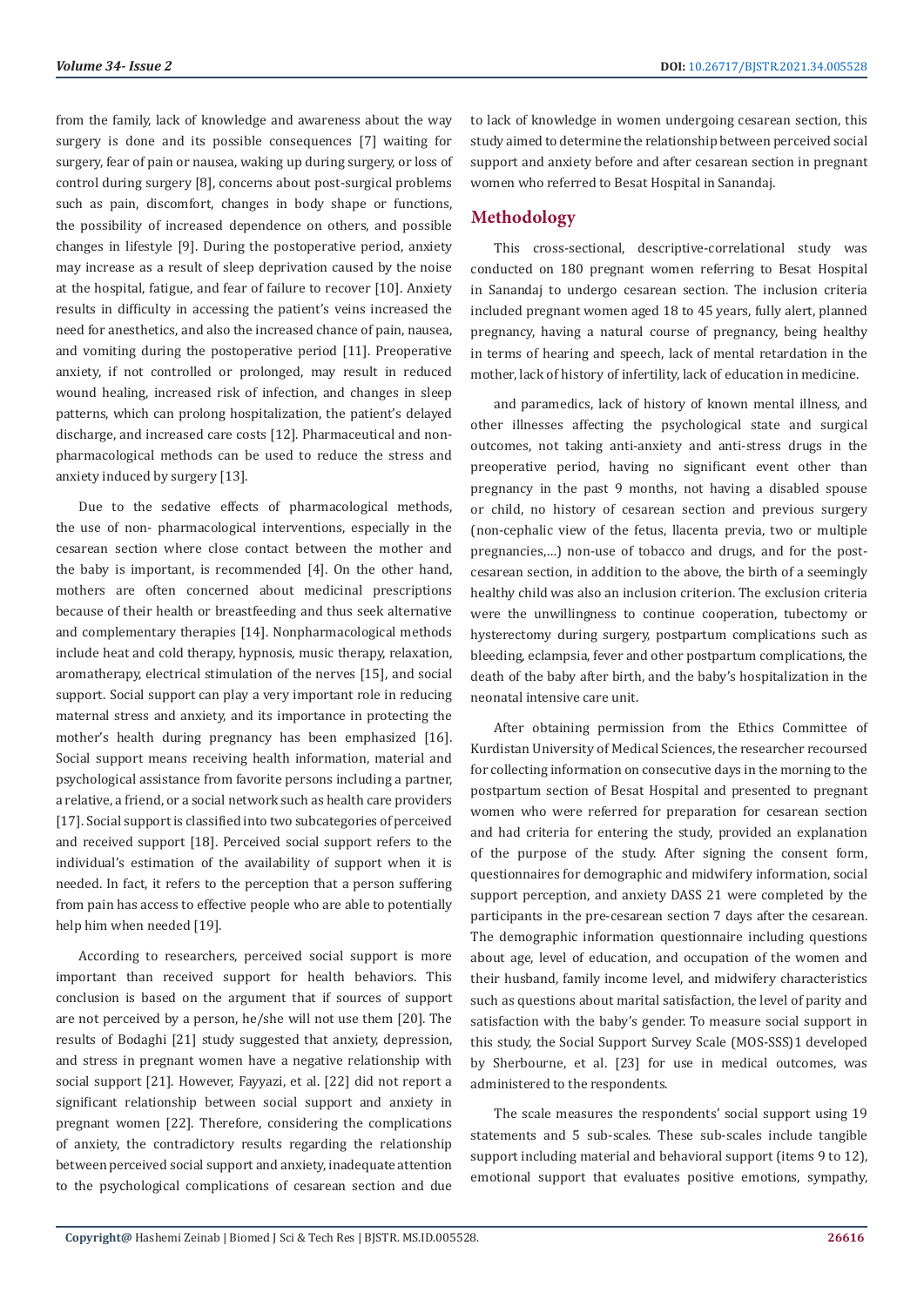from the family, lack of knowledge and awareness about the way surgery is done and its possible consequences [7] waiting for surgery, fear of pain or nausea, waking up during surgery, or loss of control during surgery [8], concerns about post-surgical problems such as pain, discomfort, changes in body shape or functions, the possibility of increased dependence on others, and possible changes in lifestyle [9]. During the postoperative period, anxiety may increase as a result of sleep deprivation caused by the noise at the hospital, fatigue, and fear of failure to recover [10]. Anxiety results in difficulty in accessing the patient's veins increased the need for anesthetics, and also the increased chance of pain, nausea, and vomiting during the postoperative period [11]. Preoperative anxiety, if not controlled or prolonged, may result in reduced wound healing, increased risk of infection, and changes in sleep patterns, which can prolong hospitalization, the patient's delayed discharge, and increased care costs [12]. Pharmaceutical and non-pharmacological methods can be used to reduce the stress and anxiety induced by surgery [13].

Due to the sedative effects of pharmacological methods, the use of non- pharmacological interventions, especially in the cesarean section where close contact between the mother and the baby is important, is recommended [4]. On the other hand, mothers are often concerned about medicinal prescriptions because of their health or breastfeeding and thus seek alternative and complementary therapies [14]. Nonpharmacological methods include heat and cold therapy, hypnosis, music therapy, relaxation, aromatherapy, electrical stimulation of the nerves [15], and social support. Social support can play a very important role in reducing maternal stress and anxiety, and its importance in protecting the mother's health during pregnancy has been emphasized [16]. Social support means receiving health information, material and psychological assistance from favorite persons including a partner, a relative, a friend, or a social network such as health care providers [17]. Social support is classified into two subcategories of perceived and received support [18]. Perceived social support refers to the individual's estimation of the availability of support when it is needed. In fact, it refers to the perception that a person suffering from pain has access to effective people who are able to potentially help him when needed [19].

According to researchers, perceived social support is more important than received support for health behaviors. This conclusion is based on the argument that if sources of support are not perceived by a person, he/she will not use them [20]. The results of Bodaghi [21] study suggested that anxiety, depression, and stress in pregnant women have a negative relationship with social support [21]. However, Fayyazi, et al. [22] did not report a significant relationship between social support and anxiety in pregnant women [22]. Therefore, considering the complications of anxiety, the contradictory results regarding the relationship between perceived social support and anxiety, inadequate attention to the psychological complications of cesarean section and due to lack of knowledge in women undergoing cesarean section, this study aimed to determine the relationship between perceived social support and anxiety before and after cesarean section in pregnant women who referred to Besat Hospital in Sanandaj.

## Methodology

This cross-sectional, descriptive-correlational study was conducted on 180 pregnant women referring to Besat Hospital in Sanandaj to undergo cesarean section. The inclusion criteria included pregnant women aged 18 to 45 years, fully alert, planned pregnancy, having a natural course of pregnancy, being healthy in terms of hearing and speech, lack of mental retardation in the mother, lack of history of infertility, lack of education in medicine.

and paramedics, lack of history of known mental illness, and other illnesses affecting the psychological state and surgical outcomes, not taking anti-anxiety and anti-stress drugs in the preoperative period, having no significant event other than pregnancy in the past 9 months, not having a disabled spouse or child, no history of cesarean section and previous surgery (non-cephalic view of the fetus, llacenta previa, two or multiple pregnancies,…) non-use of tobacco and drugs, and for the post-cesarean section, in addition to the above, the birth of a seemingly healthy child was also an inclusion criterion. The exclusion criteria were the unwillingness to continue cooperation, tubectomy or hysterectomy during surgery, postpartum complications such as bleeding, eclampsia, fever and other postpartum complications, the death of the baby after birth, and the baby's hospitalization in the neonatal intensive care unit.

After obtaining permission from the Ethics Committee of Kurdistan University of Medical Sciences, the researcher recoursed for collecting information on consecutive days in the morning to the postpartum section of Besat Hospital and presented to pregnant women who were referred for preparation for cesarean section and had criteria for entering the study, provided an explanation of the purpose of the study. After signing the consent form, questionnaires for demographic and midwifery information, social support perception, and anxiety DASS 21 were completed by the participants in the pre-cesarean section 7 days after the cesarean. The demographic information questionnaire including questions about age, level of education, and occupation of the women and their husband, family income level, and midwifery characteristics such as questions about marital satisfaction, the level of parity and satisfaction with the baby's gender. To measure social support in this study, the Social Support Survey Scale (MOS-SSS)1 developed by Sherbourne, et al. [23] for use in medical outcomes, was administered to the respondents.

The scale measures the respondents' social support using 19 statements and 5 sub-scales. These sub-scales include tangible support including material and behavioral support (items 9 to 12), emotional support that evaluates positive emotions, sympathy,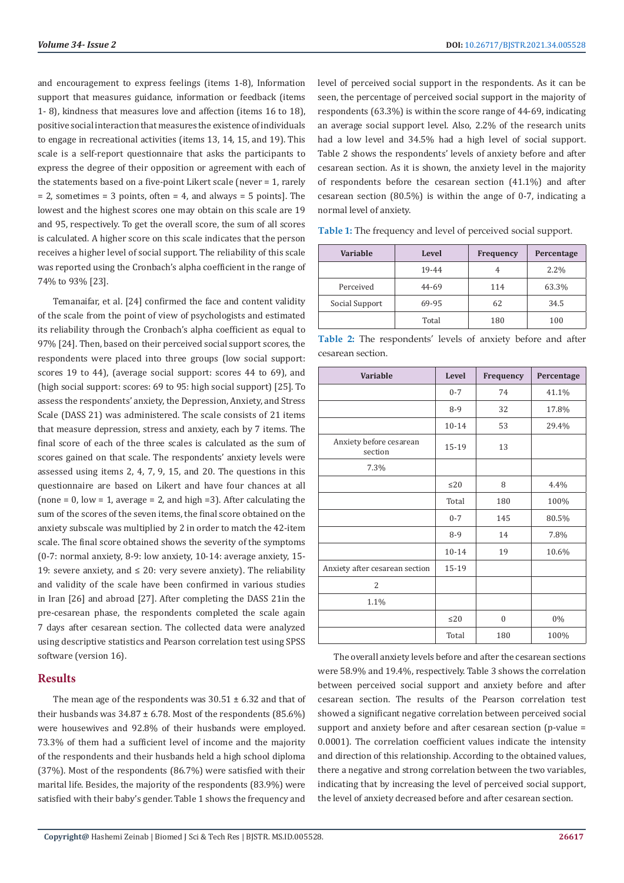and encouragement to express feelings (items 1-8), Information support that measures guidance, information or feedback (items 1- 8), kindness that measures love and affection (items 16 to 18), positive social interaction that measures the existence of individuals to engage in recreational activities (items 13, 14, 15, and 19). This scale is a self-report questionnaire that asks the participants to express the degree of their opposition or agreement with each of the statements based on a five-point Likert scale (never = 1, rarely = 2, sometimes = 3 points, often = 4, and always = 5 points]. The lowest and the highest scores one may obtain on this scale are 19 and 95, respectively. To get the overall score, the sum of all scores is calculated. A higher score on this scale indicates that the person receives a higher level of social support. The reliability of this scale was reported using the Cronbach's alpha coefficient in the range of 74% to 93% [23].

Temanaifar, et al. [24] confirmed the face and content validity of the scale from the point of view of psychologists and estimated its reliability through the Cronbach's alpha coefficient as equal to 97% [24]. Then, based on their perceived social support scores, the respondents were placed into three groups (low social support: scores 19 to 44), (average social support: scores 44 to 69), and (high social support: scores: 69 to 95: high social support) [25]. To assess the respondents' anxiety, the Depression, Anxiety, and Stress Scale (DASS 21) was administered. The scale consists of 21 items that measure depression, stress and anxiety, each by 7 items. The final score of each of the three scales is calculated as the sum of scores gained on that scale. The respondents' anxiety levels were assessed using items 2, 4, 7, 9, 15, and 20. The questions in this questionnaire are based on Likert and have four chances at all (none = 0, low = 1, average = 2, and high =3). After calculating the sum of the scores of the seven items, the final score obtained on the anxiety subscale was multiplied by 2 in order to match the 42-item scale. The final score obtained shows the severity of the symptoms (0-7: normal anxiety, 8-9: low anxiety, 10-14: average anxiety, 15-19: severe anxiety, and ≤ 20: very severe anxiety). The reliability and validity of the scale have been confirmed in various studies in Iran [26] and abroad [27]. After completing the DASS 21in the pre-cesarean phase, the respondents completed the scale again 7 days after cesarean section. The collected data were analyzed using descriptive statistics and Pearson correlation test using SPSS software (version 16).

## Results

The mean age of the respondents was 30.51 ± 6.32 and that of their husbands was 34.87 ± 6.78. Most of the respondents (85.6%) were housewives and 92.8% of their husbands were employed. 73.3% of them had a sufficient level of income and the majority of the respondents and their husbands held a high school diploma (37%). Most of the respondents (86.7%) were satisfied with their marital life. Besides, the majority of the respondents (83.9%) were satisfied with their baby's gender. Table 1 shows the frequency and level of perceived social support in the respondents. As it can be seen, the percentage of perceived social support in the majority of respondents (63.3%) is within the score range of 44-69, indicating an average social support level. Also, 2.2% of the research units had a low level and 34.5% had a high level of social support. Table 2 shows the respondents' levels of anxiety before and after cesarean section. As it is shown, the anxiety level in the majority of respondents before the cesarean section (41.1%) and after cesarean section (80.5%) is within the ange of 0-7, indicating a normal level of anxiety.

**Table 1:** The frequency and level of perceived social support.

| Variable | Level | Frequency | Percentage |
|---|---|---|---|
| | 19-44 | 4 | 2.2% |
| Perceived | 44-69 | 114 | 63.3% |
| Social Support | 69-95 | 62 | 34.5 |
| | Total | 180 | 100 |

**Table 2:** The respondents' levels of anxiety before and after cesarean section.

| Variable | Level | Frequency | Percentage |
|---|---|---|---|
| | 0-7 | 74 | 41.1% |
| | 8-9 | 32 | 17.8% |
| | 10-14 | 53 | 29.4% |
| Anxiety before cesarean section | 15-19 | 13 | |
| 7.3% | | | |
| | ≤20 | 8 | 4.4% |
| | Total | 180 | 100% |
| | 0-7 | 145 | 80.5% |
| | 8-9 | 14 | 7.8% |
| | 10-14 | 19 | 10.6% |
| Anxiety after cesarean section | 15-19 | | |
| 2 | | | |
| 1.1% | | | |
| | ≤20 | 0 | 0% |
| | Total | 180 | 100% |

The overall anxiety levels before and after the cesarean sections were 58.9% and 19.4%, respectively. Table 3 shows the correlation between perceived social support and anxiety before and after cesarean section. The results of the Pearson correlation test showed a significant negative correlation between perceived social support and anxiety before and after cesarean section (p-value = 0.0001). The correlation coefficient values indicate the intensity and direction of this relationship. According to the obtained values, there a negative and strong correlation between the two variables, indicating that by increasing the level of perceived social support, the level of anxiety decreased before and after cesarean section.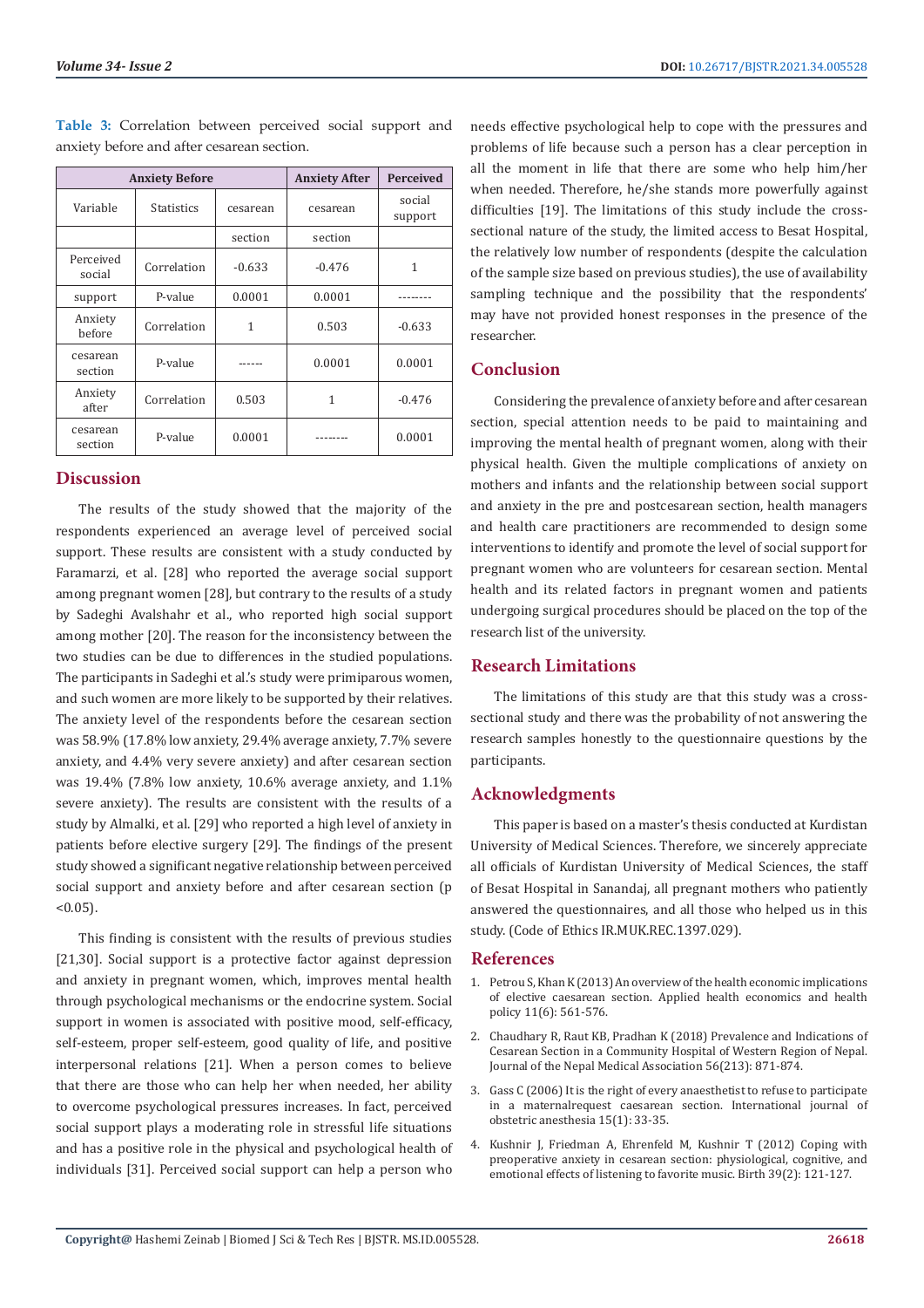**Table 3:** Correlation between perceived social support and anxiety before and after cesarean section.

| Anxiety Before | | | Anxiety After | Perceived |
|---|---|---|---|---|
| Variable | Statistics | cesarean | cesarean | social support |
| | | section | section | |
| Perceived social | Correlation | -0.633 | -0.476 | 1 |
| support | P-value | 0.0001 | 0.0001 | -------- |
| Anxiety before | Correlation | 1 | 0.503 | -0.633 |
| cesarean section | P-value | ------ | 0.0001 | 0.0001 |
| Anxiety after | Correlation | 0.503 | 1 | -0.476 |
| cesarean section | P-value | 0.0001 | -------- | 0.0001 |

## Discussion

The results of the study showed that the majority of the respondents experienced an average level of perceived social support. These results are consistent with a study conducted by Faramarzi, et al. [28] who reported the average social support among pregnant women [28], but contrary to the results of a study by Sadeghi Avalshahr et al., who reported high social support among mother [20]. The reason for the inconsistency between the two studies can be due to differences in the studied populations. The participants in Sadeghi et al.'s study were primiparous women, and such women are more likely to be supported by their relatives. The anxiety level of the respondents before the cesarean section was 58.9% (17.8% low anxiety, 29.4% average anxiety, 7.7% severe anxiety, and 4.4% very severe anxiety) and after cesarean section was 19.4% (7.8% low anxiety, 10.6% average anxiety, and 1.1% severe anxiety). The results are consistent with the results of a study by Almalki, et al. [29] who reported a high level of anxiety in patients before elective surgery [29]. The findings of the present study showed a significant negative relationship between perceived social support and anxiety before and after cesarean section ($p < 0.05$).

This finding is consistent with the results of previous studies [21,30]. Social support is a protective factor against depression and anxiety in pregnant women, which, improves mental health through psychological mechanisms or the endocrine system. Social support in women is associated with positive mood, self-efficacy, self-esteem, proper self-esteem, good quality of life, and positive interpersonal relations [21]. When a person comes to believe that there are those who can help her when needed, her ability to overcome psychological pressures increases. In fact, perceived social support plays a moderating role in stressful life situations and has a positive role in the physical and psychological health of individuals [31]. Perceived social support can help a person who needs effective psychological help to cope with the pressures and problems of life because such a person has a clear perception in all the moment in life that there are some who help him/her when needed. Therefore, he/she stands more powerfully against difficulties [19]. The limitations of this study include the cross-sectional nature of the study, the limited access to Besat Hospital, the relatively low number of respondents (despite the calculation of the sample size based on previous studies), the use of availability sampling technique and the possibility that the respondents' may have not provided honest responses in the presence of the researcher.

## Conclusion

Considering the prevalence of anxiety before and after cesarean section, special attention needs to be paid to maintaining and improving the mental health of pregnant women, along with their physical health. Given the multiple complications of anxiety on mothers and infants and the relationship between social support and anxiety in the pre and postcesarean section, health managers and health care practitioners are recommended to design some interventions to identify and promote the level of social support for pregnant women who are volunteers for cesarean section. Mental health and its related factors in pregnant women and patients undergoing surgical procedures should be placed on the top of the research list of the university.

## Research Limitations

The limitations of this study are that this study was a cross-sectional study and there was the probability of not answering the research samples honestly to the questionnaire questions by the participants.

## Acknowledgments

This paper is based on a master's thesis conducted at Kurdistan University of Medical Sciences. Therefore, we sincerely appreciate all officials of Kurdistan University of Medical Sciences, the staff of Besat Hospital in Sanandaj, all pregnant mothers who patiently answered the questionnaires, and all those who helped us in this study. (Code of Ethics IR.MUK.REC.1397.029).

## References

1. Petrou S, Khan K (2013) An overview of the health economic implications of elective caesarean section. Applied health economics and health policy 11(6): 561-576.
2. Chaudhary R, Raut KB, Pradhan K (2018) Prevalence and Indications of Cesarean Section in a Community Hospital of Western Region of Nepal. Journal of the Nepal Medical Association 56(213): 871-874.
3. Gass C (2006) It is the right of every anaesthetist to refuse to participate in a maternalrequest caesarean section. International journal of obstetric anesthesia 15(1): 33-35.
4. Kushnir J, Friedman A, Ehrenfeld M, Kushnir T (2012) Coping with preoperative anxiety in cesarean section: physiological, cognitive, and emotional effects of listening to favorite music. Birth 39(2): 121-127.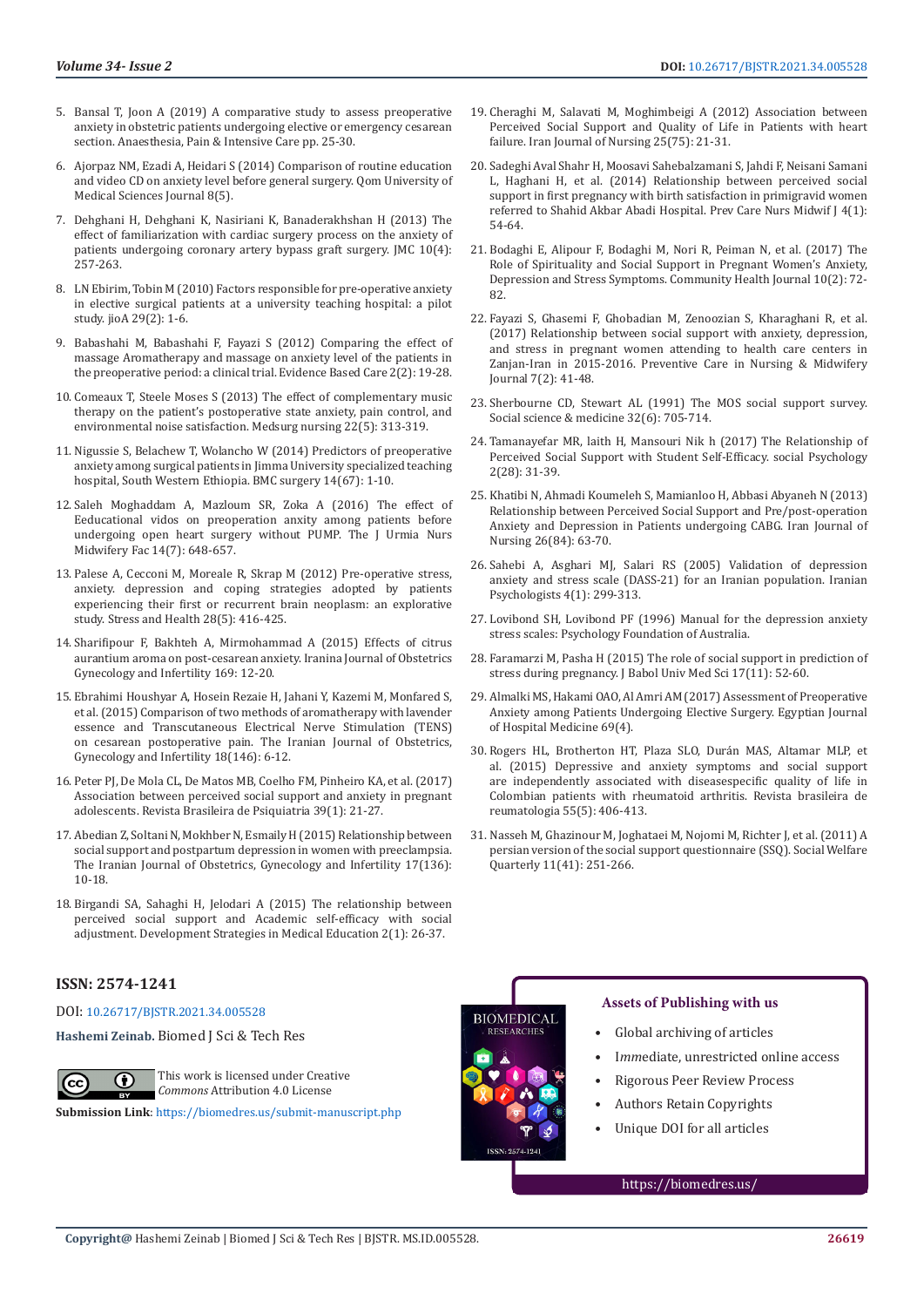5. Bansal T, Joon A (2019) A comparative study to assess preoperative anxiety in obstetric patients undergoing elective or emergency cesarean section. Anaesthesia, Pain & Intensive Care pp. 25-30.
6. Ajorpaz NM, Ezadi A, Heidari S (2014) Comparison of routine education and video CD on anxiety level before general surgery. Qom University of Medical Sciences Journal 8(5).
7. Dehghani H, Dehghani K, Nasiriani K, Banaderakhshan H (2013) The effect of familiarization with cardiac surgery process on the anxiety of patients undergoing coronary artery bypass graft surgery. JMC 10(4): 257-263.
8. LN Ebirim, Tobin M (2010) Factors responsible for pre-operative anxiety in elective surgical patients at a university teaching hospital: a pilot study. jioA 29(2): 1-6.
9. Babashahi M, Babashahi F, Fayazi S (2012) Comparing the effect of massage Aromatherapy and massage on anxiety level of the patients in the preoperative period: a clinical trial. Evidence Based Care 2(2): 19-28.
10. Comeaux T, Steele Moses S (2013) The effect of complementary music therapy on the patient's postoperative state anxiety, pain control, and environmental noise satisfaction. Medsurg nursing 22(5): 313-319.
11. Nigussie S, Belachew T, Wolancho W (2014) Predictors of preoperative anxiety among surgical patients in Jimma University specialized teaching hospital, South Western Ethiopia. BMC surgery 14(67): 1-10.
12. Saleh Moghaddam A, Mazloum SR, Zoka A (2016) The effect of Eeducational vidos on preoperation anxiety among patients before undergoing open heart surgery without PUMP. The J Urmia Nurs Midwifery Fac 14(7): 648-657.
13. Palese A, Cecconi M, Moreale R, Skrap M (2012) Pre-operative stress, anxiety. depression and coping strategies adopted by patients experiencing their first or recurrent brain neoplasm: an explorative study. Stress and Health 28(5): 416-425.
14. Sharifipour F, Bakhteh A, Mirmohammad A (2015) Effects of citrus aurantium aroma on post-cesarean anxiety. Iranina Journal of Obstetrics Gynecology and Infertility 169: 12-20.
15. Ebrahimi Houshyar A, Hosein Rezaie H, Jahani Y, Kazemi M, Monfared S, et al. (2015) Comparison of two methods of aromatherapy with lavender essence and Transcutaneous Electrical Nerve Stimulation (TENS) on cesarean postoperative pain. The Iranian Journal of Obstetrics, Gynecology and Infertility 18(146): 6-12.
16. Peter PJ, De Mola CL, De Matos MB, Coelho FM, Pinheiro KA, et al. (2017) Association between perceived social support and anxiety in pregnant adolescents. Revista Brasileira de Psiquiatria 39(1): 21-27.
17. Abedian Z, Soltani N, Mokhber N, Esmaily H (2015) Relationship between social support and postpartum depression in women with preeclampsia. The Iranian Journal of Obstetrics, Gynecology and Infertility 17(136): 10-18.
18. Birgandi SA, Sahaghi H, Jelodari A (2015) The relationship between perceived social support and Academic self-efficacy with social adjustment. Development Strategies in Medical Education 2(1): 26-37.
19. Cheraghi M, Salavati M, Moghimbeigi A (2012) Association between Perceived Social Support and Quality of Life in Patients with heart failure. Iran Journal of Nursing 25(75): 21-31.
20. Sadeghi Aval Shahr H, Moosavi Sahebalzamani S, Jahdi F, Neisani Samani L, Haghani H, et al. (2014) Relationship between perceived social support in first pregnancy with birth satisfaction in primigravid women referred to Shahid Akbar Abadi Hospital. Prev Care Nurs Midwif J 4(1): 54-64.
21. Bodaghi E, Alipour F, Bodaghi M, Nori R, Peiman N, et al. (2017) The Role of Spirituality and Social Support in Pregnant Women's Anxiety, Depression and Stress Symptoms. Community Health Journal 10(2): 72-82.
22. Fayazi S, Ghasemi F, Ghobadian M, Zenoozian S, Kharaghani R, et al. (2017) Relationship between social support with anxiety, depression, and stress in pregnant women attending to health care centers in Zanjan-Iran in 2015-2016. Preventive Care in Nursing & Midwifery Journal 7(2): 41-48.
23. Sherbourne CD, Stewart AL (1991) The MOS social support survey. Social science & medicine 32(6): 705-714.
24. Tamanayefar MR, laith H, Mansouri Nik h (2017) The Relationship of Perceived Social Support with Student Self-Efficacy. social Psychology 2(28): 31-39.
25. Khatibi N, Ahmadi Koumeleh S, Mamianloo H, Abbasi Abyaneh N (2013) Relationship between Perceived Social Support and Pre/post-operation Anxiety and Depression in Patients undergoing CABG. Iran Journal of Nursing 26(84): 63-70.
26. Sahebi A, Asghari MJ, Salari RS (2005) Validation of depression anxiety and stress scale (DASS-21) for an Iranian population. Iranian Psychologists 4(1): 299-313.
27. Lovibond SH, Lovibond PF (1996) Manual for the depression anxiety stress scales: Psychology Foundation of Australia.
28. Faramarzi M, Pasha H (2015) The role of social support in prediction of stress during pregnancy. J Babol Univ Med Sci 17(11): 52-60.
29. Almalki MS, Hakami OAO, Al Amri AM (2017) Assessment of Preoperative Anxiety among Patients Undergoing Elective Surgery. Egyptian Journal of Hospital Medicine 69(4).
30. Rogers HL, Brotherton HT, Plaza SLO, Durán MAS, Altamar MLP, et al. (2015) Depressive and anxiety symptoms and social support are independently associated with diseasespecific quality of life in Colombian patients with rheumatoid arthritis. Revista brasileira de reumatologia 55(5): 406-413.
31. Nasseh M, Ghazinour M, Joghataei M, Nojomi M, Richter J, et al. (2011) A persian version of the social support questionnaire (SSQ). Social Welfare Quarterly 11(41): 251-266.

**ISSN: 2574-1241**

DOI: 10.26717/BJSTR.2021.34.005528

**Hashemi Zeinab.** Biomed J Sci & Tech Res

This work is licensed under Creative *Commons* Attribution 4.0 License

**Submission Link**: https://biomedres.us/submit-manuscript.php

**Assets of Publishing with us**

- Global archiving of articles
- Immediate, unrestricted online access
- Rigorous Peer Review Process
- Authors Retain Copyrights
- Unique DOI for all articles

https://biomedres.us/